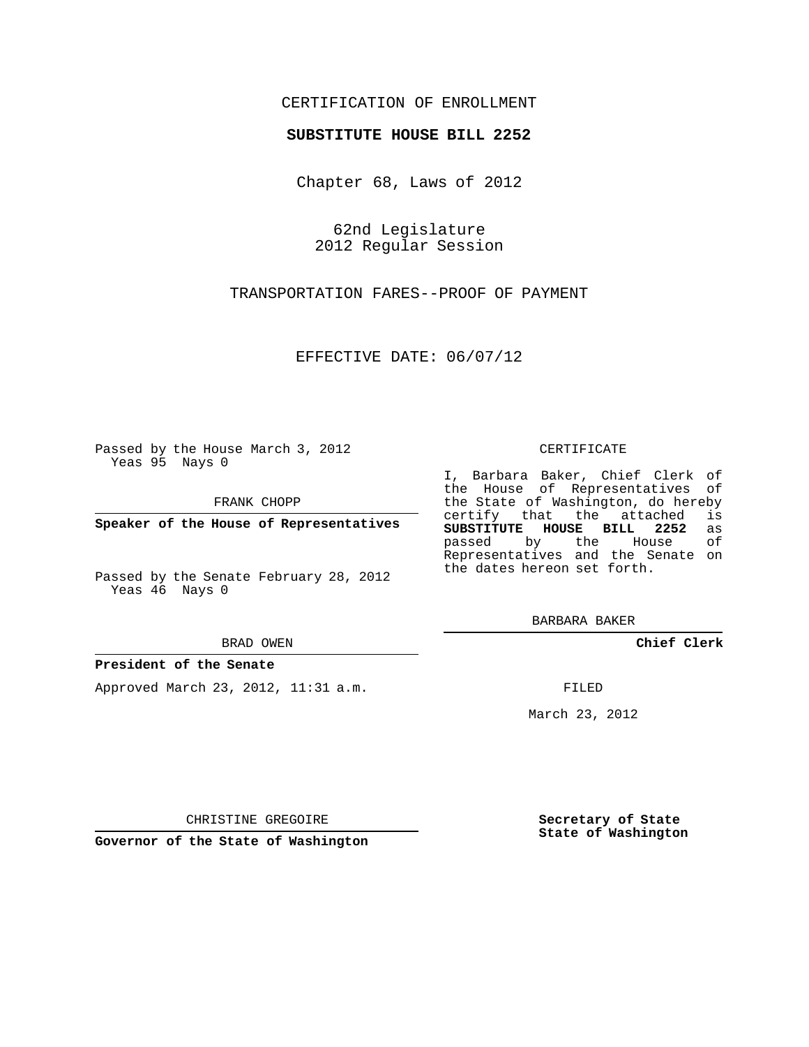CERTIFICATION OF ENROLLMENT

**SUBSTITUTE HOUSE BILL 2252**

Chapter 68, Laws of 2012

62nd Legislature
2012 Regular Session

TRANSPORTATION FARES--PROOF OF PAYMENT

EFFECTIVE DATE: 06/07/12

Passed by the House March 3, 2012
Yeas 95 Nays 0

FRANK CHOPP

**Speaker of the House of Representatives**

Passed by the Senate February 28, 2012
Yeas 46 Nays 0

BRAD OWEN

**President of the Senate**

Approved March 23, 2012, 11:31 a.m.

CHRISTINE GREGOIRE

**Governor of the State of Washington**

CERTIFICATE

I, Barbara Baker, Chief Clerk of the House of Representatives of the State of Washington, do hereby certify that the attached is **SUBSTITUTE HOUSE BILL 2252** as passed by the House of Representatives and the Senate on the dates hereon set forth.

BARBARA BAKER

**Chief Clerk**

FILED

March 23, 2012

**Secretary of State**
**State of Washington**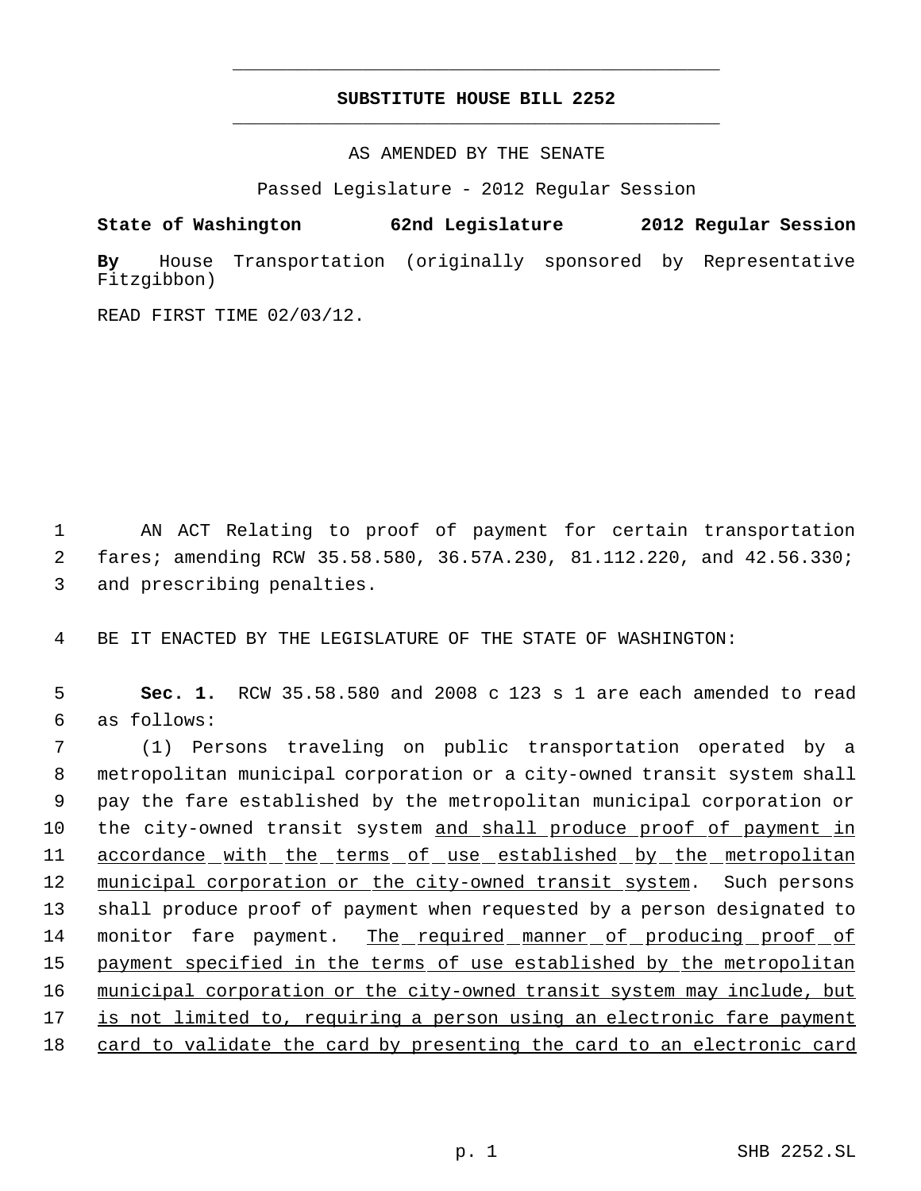**SUBSTITUTE HOUSE BILL 2252**

AS AMENDED BY THE SENATE

Passed Legislature - 2012 Regular Session

**State of Washington 62nd Legislature 2012 Regular Session**

**By** House Transportation (originally sponsored by Representative Fitzgibbon)

READ FIRST TIME 02/03/12.

AN ACT Relating to proof of payment for certain transportation fares; amending RCW 35.58.580, 36.57A.230, 81.112.220, and 42.56.330; and prescribing penalties.

BE IT ENACTED BY THE LEGISLATURE OF THE STATE OF WASHINGTON:

**Sec. 1.** RCW 35.58.580 and 2008 c 123 s 1 are each amended to read as follows:

(1) Persons traveling on public transportation operated by a metropolitan municipal corporation or a city-owned transit system shall pay the fare established by the metropolitan municipal corporation or the city-owned transit system <u>and shall produce proof of payment in accordance with the terms of use established by the metropolitan municipal corporation or the city-owned transit system</u>. Such persons shall produce proof of payment when requested by a person designated to monitor fare payment. <u>The required manner of producing proof of payment specified in the terms of use established by the metropolitan municipal corporation or the city-owned transit system may include, but is not limited to, requiring a person using an electronic fare payment card to validate the card by presenting the card to an electronic card</u>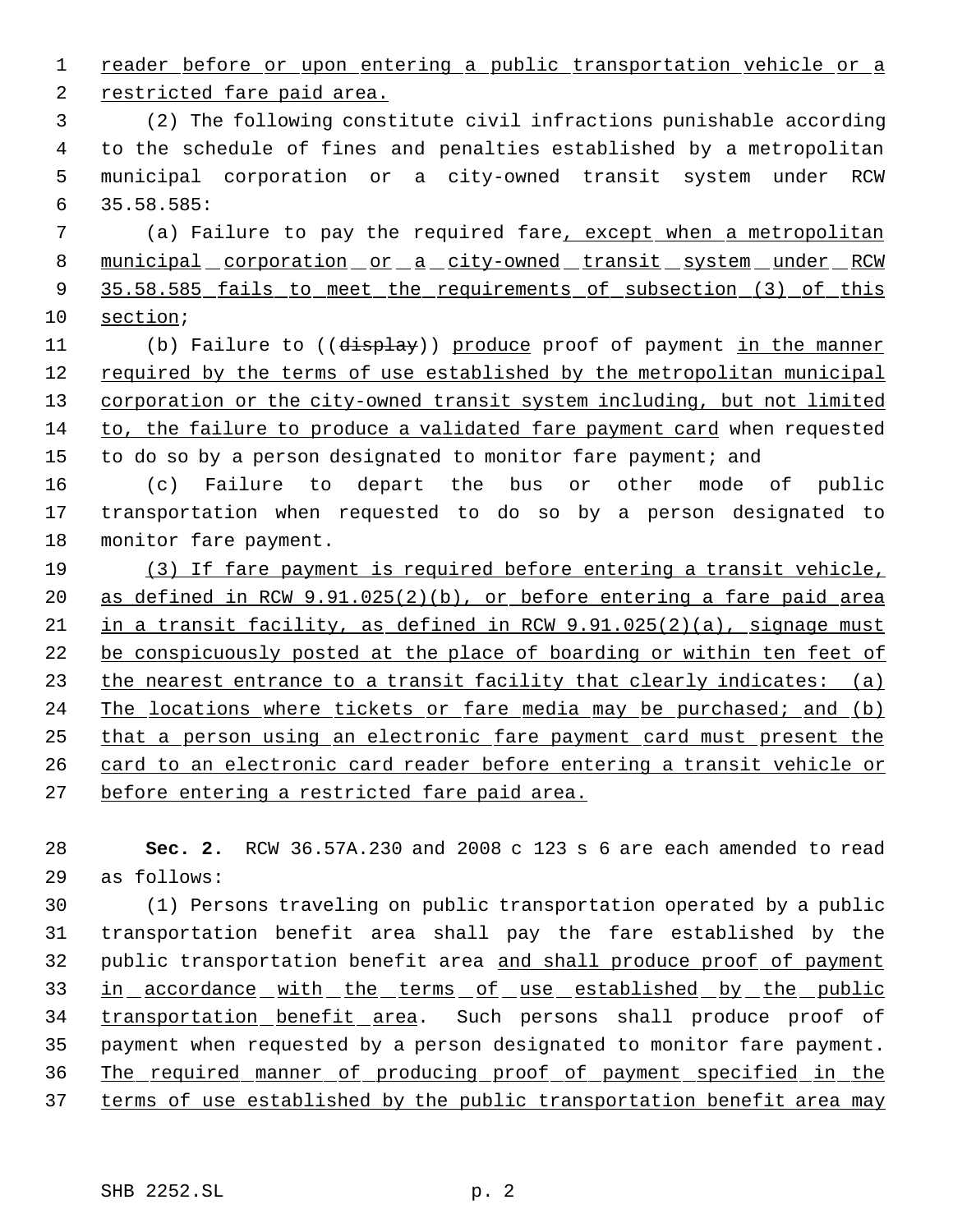reader before or upon entering a public transportation vehicle or a restricted fare paid area.

(2) The following constitute civil infractions punishable according to the schedule of fines and penalties established by a metropolitan municipal corporation or a city-owned transit system under RCW 35.58.585:

(a) Failure to pay the required fare, except when a metropolitan municipal corporation or a city-owned transit system under RCW 35.58.585 fails to meet the requirements of subsection (3) of this section;

(b) Failure to ((display)) produce proof of payment in the manner required by the terms of use established by the metropolitan municipal corporation or the city-owned transit system including, but not limited to, the failure to produce a validated fare payment card when requested to do so by a person designated to monitor fare payment; and

(c) Failure to depart the bus or other mode of public transportation when requested to do so by a person designated to monitor fare payment.

(3) If fare payment is required before entering a transit vehicle, as defined in RCW 9.91.025(2)(b), or before entering a fare paid area in a transit facility, as defined in RCW 9.91.025(2)(a), signage must be conspicuously posted at the place of boarding or within ten feet of the nearest entrance to a transit facility that clearly indicates: (a) The locations where tickets or fare media may be purchased; and (b) that a person using an electronic fare payment card must present the card to an electronic card reader before entering a transit vehicle or before entering a restricted fare paid area.

**Sec. 2.** RCW 36.57A.230 and 2008 c 123 s 6 are each amended to read as follows:

(1) Persons traveling on public transportation operated by a public transportation benefit area shall pay the fare established by the public transportation benefit area and shall produce proof of payment in accordance with the terms of use established by the public transportation benefit area. Such persons shall produce proof of payment when requested by a person designated to monitor fare payment. The required manner of producing proof of payment specified in the terms of use established by the public transportation benefit area may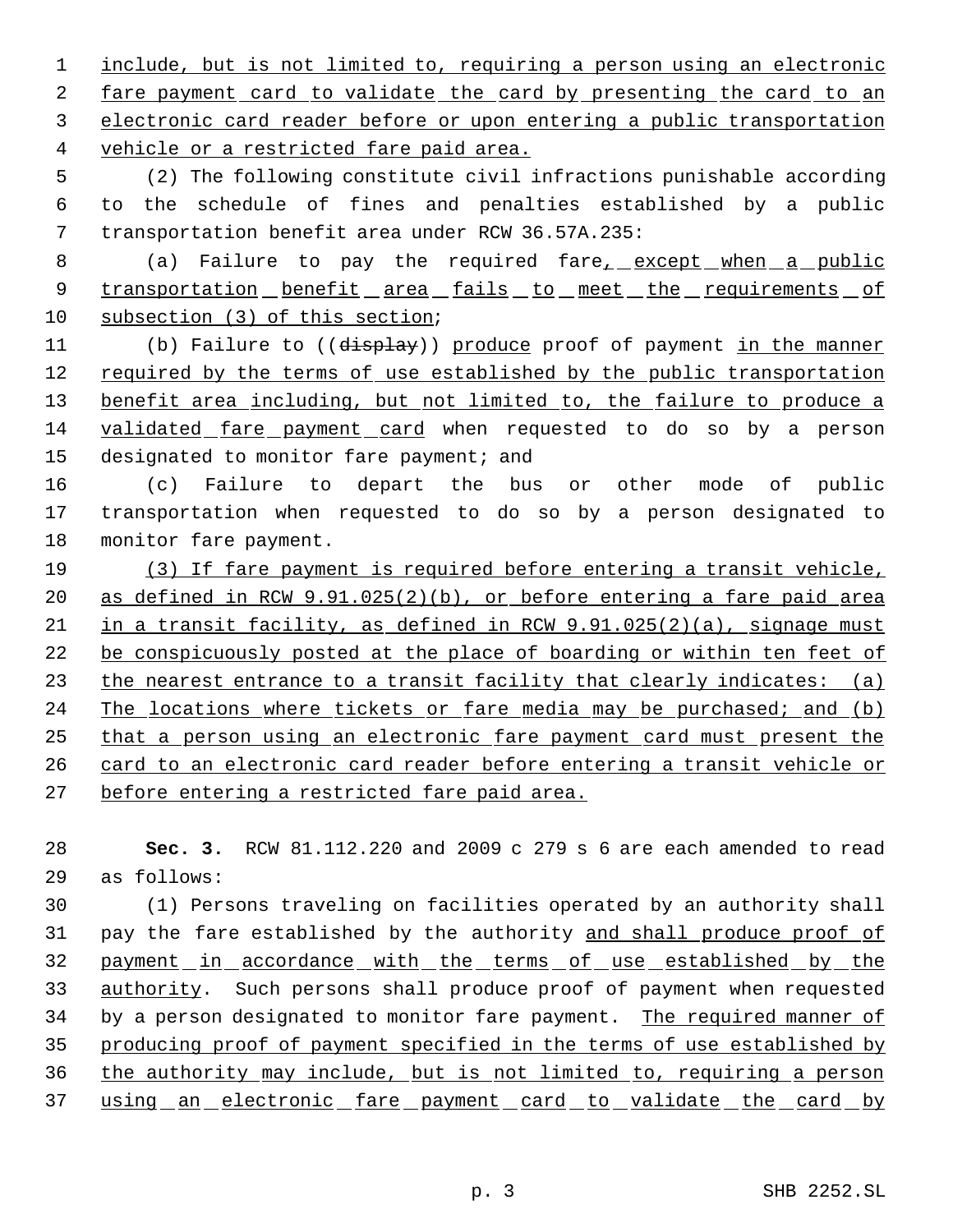include, but is not limited to, requiring a person using an electronic fare payment card to validate the card by presenting the card to an electronic card reader before or upon entering a public transportation vehicle or a restricted fare paid area.

(2) The following constitute civil infractions punishable according to the schedule of fines and penalties established by a public transportation benefit area under RCW 36.57A.235:

(a) Failure to pay the required fare, except when a public transportation benefit area fails to meet the requirements of subsection (3) of this section;

(b) Failure to ((display)) produce proof of payment in the manner required by the terms of use established by the public transportation benefit area including, but not limited to, the failure to produce a validated fare payment card when requested to do so by a person designated to monitor fare payment; and

(c) Failure to depart the bus or other mode of public transportation when requested to do so by a person designated to monitor fare payment.

(3) If fare payment is required before entering a transit vehicle, as defined in RCW 9.91.025(2)(b), or before entering a fare paid area in a transit facility, as defined in RCW 9.91.025(2)(a), signage must be conspicuously posted at the place of boarding or within ten feet of the nearest entrance to a transit facility that clearly indicates: (a) The locations where tickets or fare media may be purchased; and (b) that a person using an electronic fare payment card must present the card to an electronic card reader before entering a transit vehicle or before entering a restricted fare paid area.

**Sec. 3.** RCW 81.112.220 and 2009 c 279 s 6 are each amended to read as follows:

(1) Persons traveling on facilities operated by an authority shall pay the fare established by the authority and shall produce proof of payment in accordance with the terms of use established by the authority. Such persons shall produce proof of payment when requested by a person designated to monitor fare payment. The required manner of producing proof of payment specified in the terms of use established by the authority may include, but is not limited to, requiring a person using an electronic fare payment card to validate the card by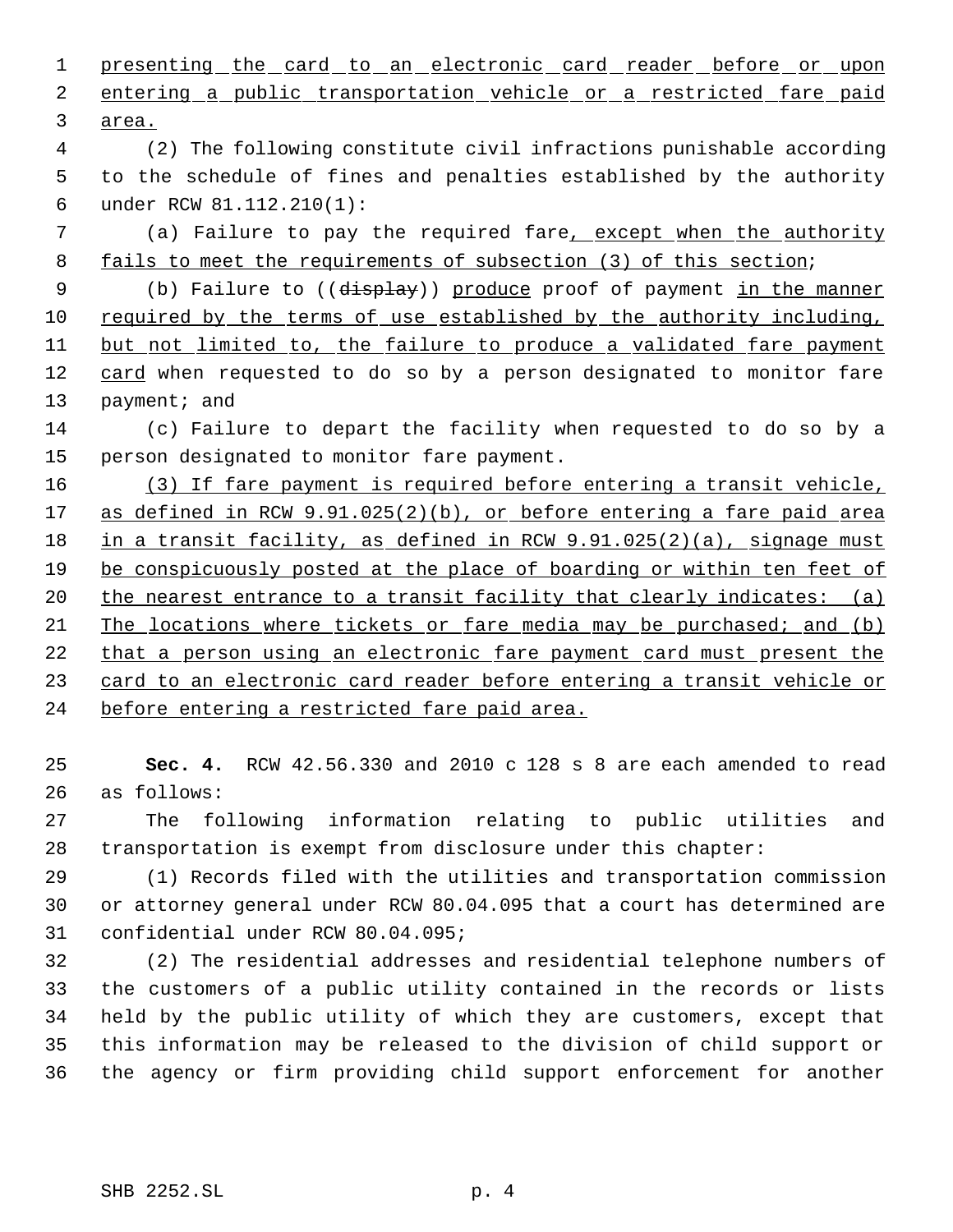presenting the card to an electronic card reader before or upon entering a public transportation vehicle or a restricted fare paid area.

(2) The following constitute civil infractions punishable according to the schedule of fines and penalties established by the authority under RCW 81.112.210(1):

(a) Failure to pay the required fare, except when the authority fails to meet the requirements of subsection (3) of this section;

(b) Failure to ((display)) produce proof of payment in the manner required by the terms of use established by the authority including, but not limited to, the failure to produce a validated fare payment card when requested to do so by a person designated to monitor fare payment; and

(c) Failure to depart the facility when requested to do so by a person designated to monitor fare payment.

(3) If fare payment is required before entering a transit vehicle, as defined in RCW 9.91.025(2)(b), or before entering a fare paid area in a transit facility, as defined in RCW 9.91.025(2)(a), signage must be conspicuously posted at the place of boarding or within ten feet of the nearest entrance to a transit facility that clearly indicates: (a) The locations where tickets or fare media may be purchased; and (b) that a person using an electronic fare payment card must present the card to an electronic card reader before entering a transit vehicle or before entering a restricted fare paid area.

**Sec. 4.** RCW 42.56.330 and 2010 c 128 s 8 are each amended to read as follows:

The following information relating to public utilities and transportation is exempt from disclosure under this chapter:

(1) Records filed with the utilities and transportation commission or attorney general under RCW 80.04.095 that a court has determined are confidential under RCW 80.04.095;

(2) The residential addresses and residential telephone numbers of the customers of a public utility contained in the records or lists held by the public utility of which they are customers, except that this information may be released to the division of child support or the agency or firm providing child support enforcement for another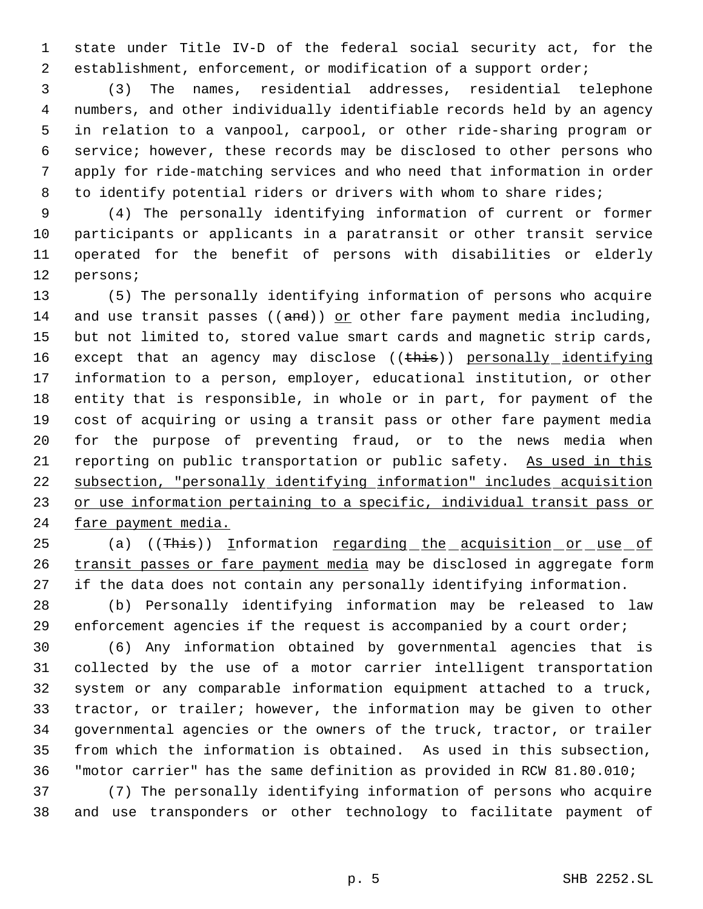state under Title IV-D of the federal social security act, for the establishment, enforcement, or modification of a support order;

(3) The names, residential addresses, residential telephone numbers, and other individually identifiable records held by an agency in relation to a vanpool, carpool, or other ride-sharing program or service; however, these records may be disclosed to other persons who apply for ride-matching services and who need that information in order to identify potential riders or drivers with whom to share rides;

(4) The personally identifying information of current or former participants or applicants in a paratransit or other transit service operated for the benefit of persons with disabilities or elderly persons;

(5) The personally identifying information of persons who acquire and use transit passes ((~~and~~)) <u>or</u> other fare payment media including, but not limited to, stored value smart cards and magnetic strip cards, except that an agency may disclose ((~~this~~)) <u>personally identifying</u> information to a person, employer, educational institution, or other entity that is responsible, in whole or in part, for payment of the cost of acquiring or using a transit pass or other fare payment media for the purpose of preventing fraud, or to the news media when reporting on public transportation or public safety. <u>As used in this subsection, "personally identifying information" includes acquisition or use information pertaining to a specific, individual transit pass or fare payment media.</u>

(a) ((~~This~~)) <u>I</u>nformation <u>regarding the acquisition or use of transit passes or fare payment media</u> may be disclosed in aggregate form if the data does not contain any personally identifying information.

(b) Personally identifying information may be released to law enforcement agencies if the request is accompanied by a court order;

(6) Any information obtained by governmental agencies that is collected by the use of a motor carrier intelligent transportation system or any comparable information equipment attached to a truck, tractor, or trailer; however, the information may be given to other governmental agencies or the owners of the truck, tractor, or trailer from which the information is obtained. As used in this subsection, "motor carrier" has the same definition as provided in RCW 81.80.010;

(7) The personally identifying information of persons who acquire and use transponders or other technology to facilitate payment of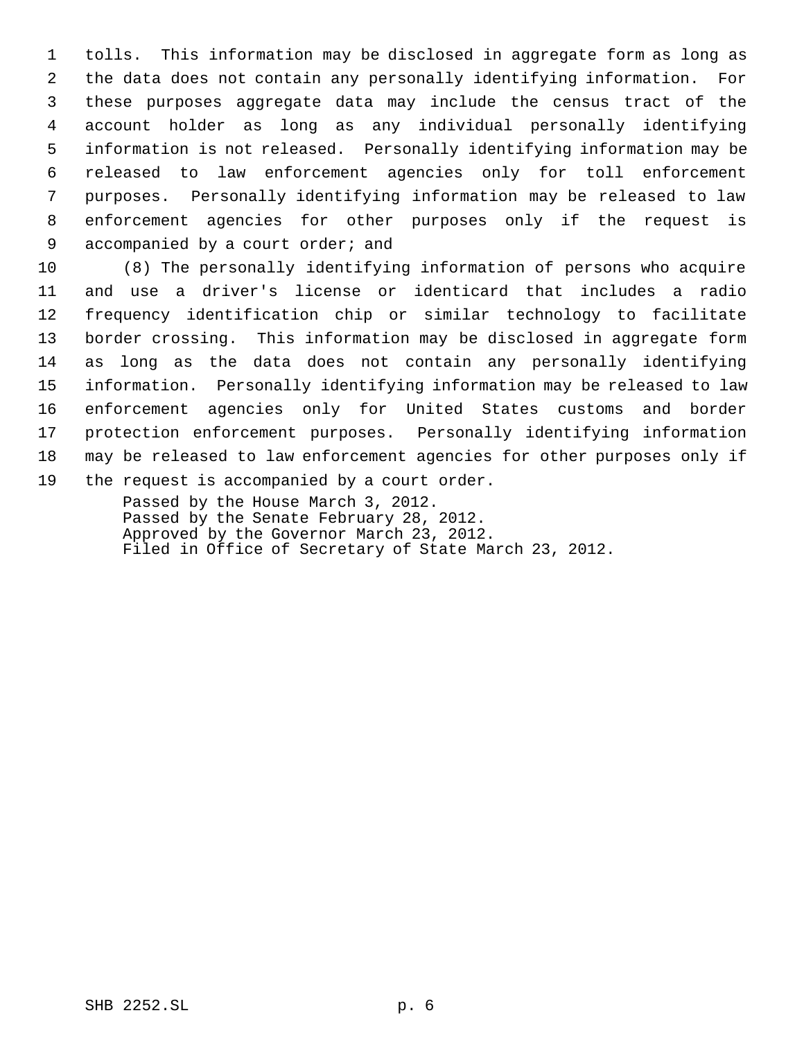tolls. This information may be disclosed in aggregate form as long as the data does not contain any personally identifying information. For these purposes aggregate data may include the census tract of the account holder as long as any individual personally identifying information is not released. Personally identifying information may be released to law enforcement agencies only for toll enforcement purposes. Personally identifying information may be released to law enforcement agencies for other purposes only if the request is accompanied by a court order; and

(8) The personally identifying information of persons who acquire and use a driver's license or identicard that includes a radio frequency identification chip or similar technology to facilitate border crossing. This information may be disclosed in aggregate form as long as the data does not contain any personally identifying information. Personally identifying information may be released to law enforcement agencies only for United States customs and border protection enforcement purposes. Personally identifying information may be released to law enforcement agencies for other purposes only if the request is accompanied by a court order.

Passed by the House March 3, 2012.
Passed by the Senate February 28, 2012.
Approved by the Governor March 23, 2012.
Filed in Office of Secretary of State March 23, 2012.